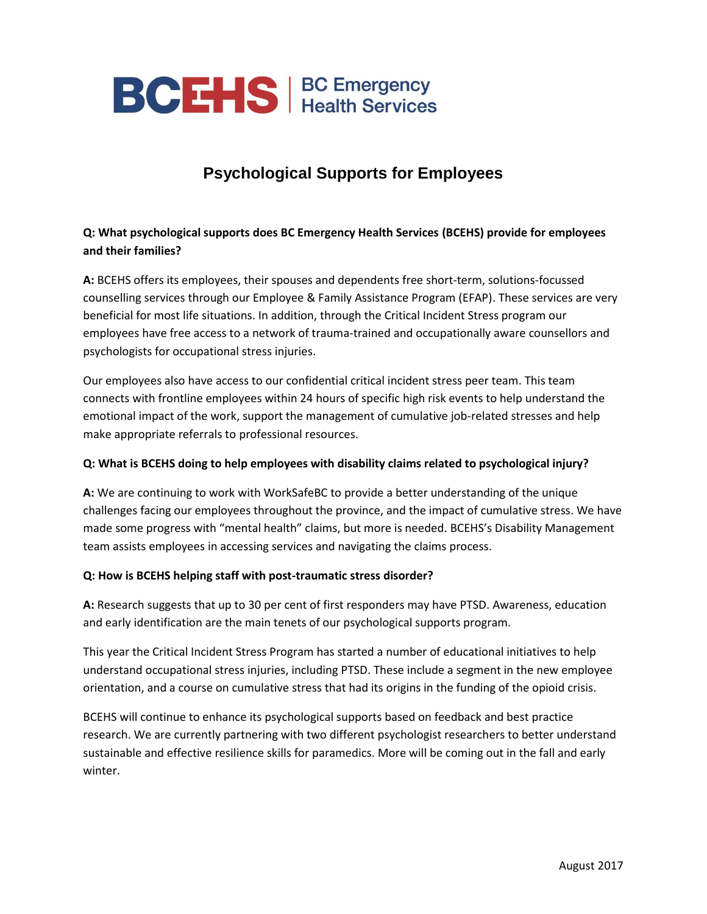BCEHS | BC Emergency Health Services

# Psychological Supports for Employees

**Q: What psychological supports does BC Emergency Health Services (BCEHS) provide for employees and their families?**

**A:** BCEHS offers its employees, their spouses and dependents free short-term, solutions-focussed counselling services through our Employee & Family Assistance Program (EFAP). These services are very beneficial for most life situations. In addition, through the Critical Incident Stress program our employees have free access to a network of trauma-trained and occupationally aware counsellors and psychologists for occupational stress injuries.

Our employees also have access to our confidential critical incident stress peer team. This team connects with frontline employees within 24 hours of specific high risk events to help understand the emotional impact of the work, support the management of cumulative job-related stresses and help make appropriate referrals to professional resources.

**Q: What is BCEHS doing to help employees with disability claims related to psychological injury?**

**A:** We are continuing to work with WorkSafeBC to provide a better understanding of the unique challenges facing our employees throughout the province, and the impact of cumulative stress. We have made some progress with "mental health" claims, but more is needed. BCEHS's Disability Management team assists employees in accessing services and navigating the claims process.

**Q: How is BCEHS helping staff with post-traumatic stress disorder?**

**A:** Research suggests that up to 30 per cent of first responders may have PTSD. Awareness, education and early identification are the main tenets of our psychological supports program.

This year the Critical Incident Stress Program has started a number of educational initiatives to help understand occupational stress injuries, including PTSD. These include a segment in the new employee orientation, and a course on cumulative stress that had its origins in the funding of the opioid crisis.

BCEHS will continue to enhance its psychological supports based on feedback and best practice research. We are currently partnering with two different psychologist researchers to better understand sustainable and effective resilience skills for paramedics. More will be coming out in the fall and early winter.

August 2017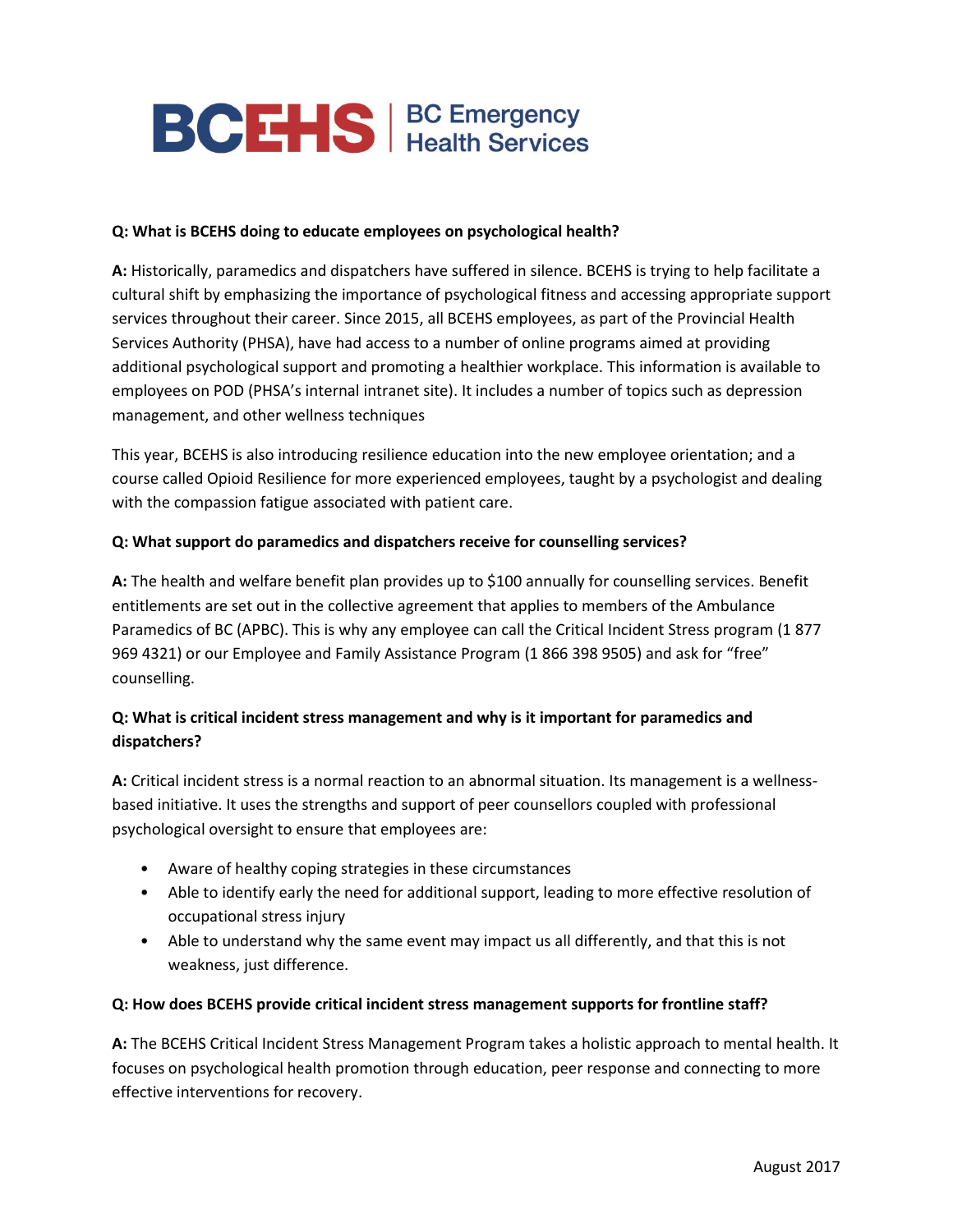**Q: What is BCEHS doing to educate employees on psychological health?**

**A:** Historically, paramedics and dispatchers have suffered in silence. BCEHS is trying to help facilitate a cultural shift by emphasizing the importance of psychological fitness and accessing appropriate support services throughout their career. Since 2015, all BCEHS employees, as part of the Provincial Health Services Authority (PHSA), have had access to a number of online programs aimed at providing additional psychological support and promoting a healthier workplace. This information is available to employees on POD (PHSA's internal intranet site). It includes a number of topics such as depression management, and other wellness techniques

This year, BCEHS is also introducing resilience education into the new employee orientation; and a course called Opioid Resilience for more experienced employees, taught by a psychologist and dealing with the compassion fatigue associated with patient care.

**Q: What support do paramedics and dispatchers receive for counselling services?**

**A:** The health and welfare benefit plan provides up to $100 annually for counselling services. Benefit entitlements are set out in the collective agreement that applies to members of the Ambulance Paramedics of BC (APBC). This is why any employee can call the Critical Incident Stress program (1 877 969 4321) or our Employee and Family Assistance Program (1 866 398 9505) and ask for "free" counselling.

**Q: What is critical incident stress management and why is it important for paramedics and dispatchers?**

**A:** Critical incident stress is a normal reaction to an abnormal situation. Its management is a wellness-based initiative. It uses the strengths and support of peer counsellors coupled with professional psychological oversight to ensure that employees are:

- Aware of healthy coping strategies in these circumstances
- Able to identify early the need for additional support, leading to more effective resolution of occupational stress injury
- Able to understand why the same event may impact us all differently, and that this is not weakness, just difference.

**Q: How does BCEHS provide critical incident stress management supports for frontline staff?**

**A:** The BCEHS Critical Incident Stress Management Program takes a holistic approach to mental health. It focuses on psychological health promotion through education, peer response and connecting to more effective interventions for recovery.

August 2017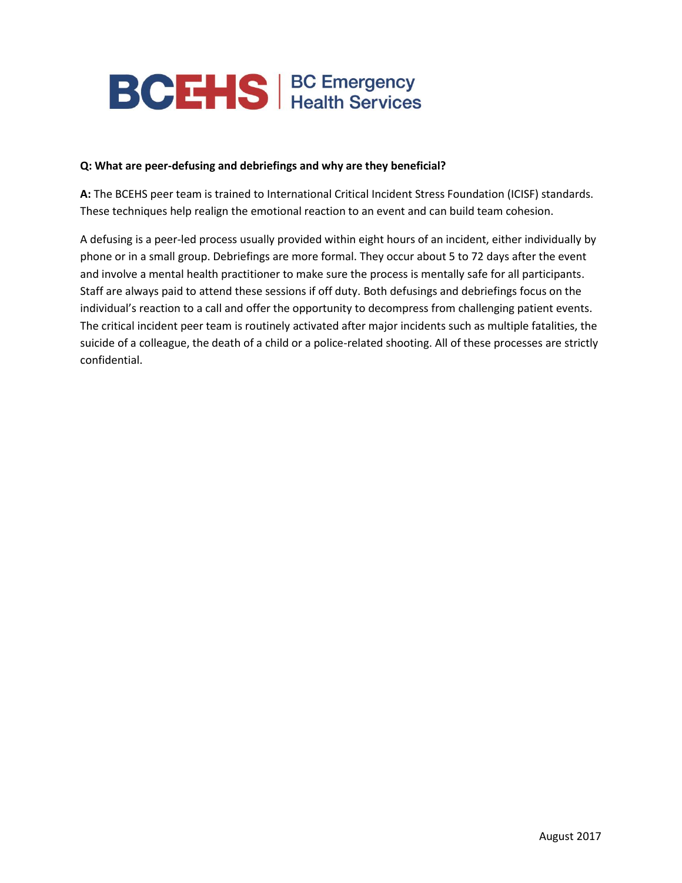**Q: What are peer-defusing and debriefings and why are they beneficial?**

**A:** The BCEHS peer team is trained to International Critical Incident Stress Foundation (ICISF) standards. These techniques help realign the emotional reaction to an event and can build team cohesion.

A defusing is a peer-led process usually provided within eight hours of an incident, either individually by phone or in a small group. Debriefings are more formal. They occur about 5 to 72 days after the event and involve a mental health practitioner to make sure the process is mentally safe for all participants. Staff are always paid to attend these sessions if off duty. Both defusings and debriefings focus on the individual's reaction to a call and offer the opportunity to decompress from challenging patient events. The critical incident peer team is routinely activated after major incidents such as multiple fatalities, the suicide of a colleague, the death of a child or a police-related shooting. All of these processes are strictly confidential.

August 2017